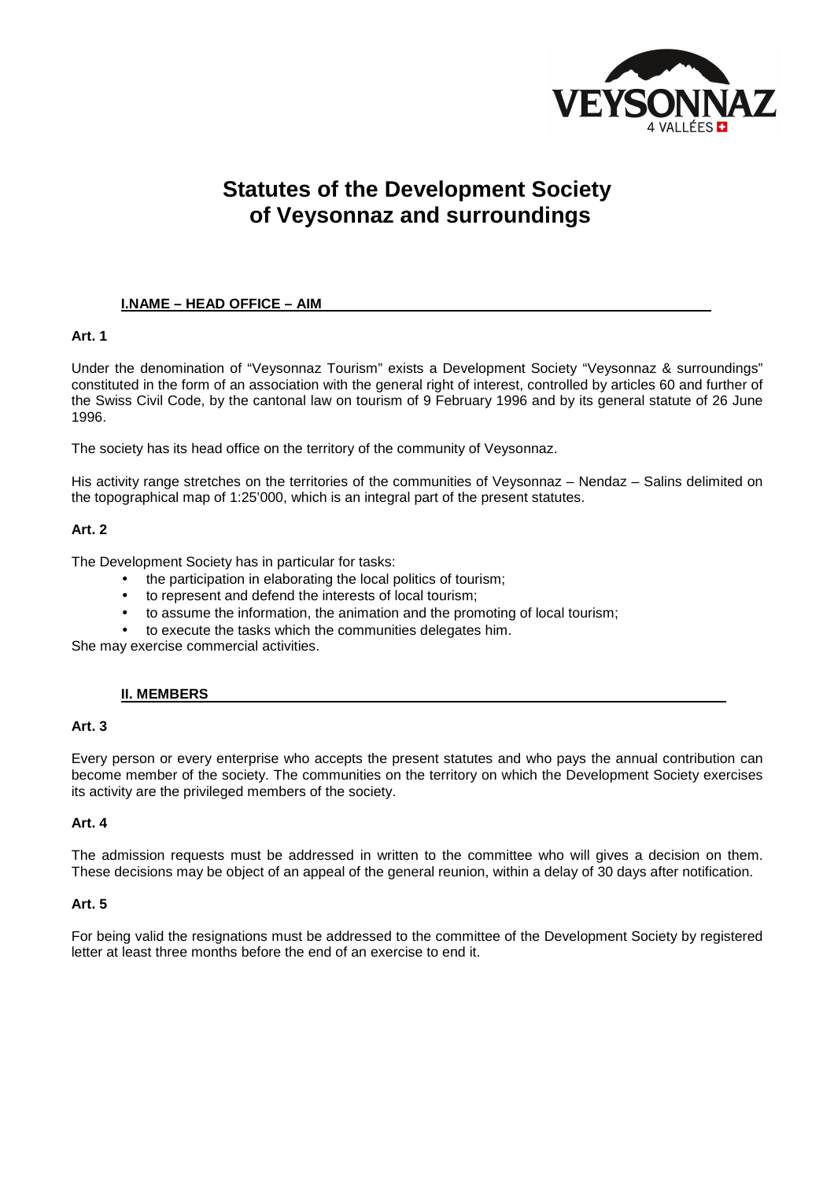# Statutes of the Development Society of Veysonnaz and surroundings

## I.NAME – HEAD OFFICE – AIM

**Art. 1**

Under the denomination of "Veysonnaz Tourism" exists a Development Society "Veysonnaz & surroundings" constituted in the form of an association with the general right of interest, controlled by articles 60 and further of the Swiss Civil Code, by the cantonal law on tourism of 9 February 1996 and by its general statute of 26 June 1996.

The society has its head office on the territory of the community of Veysonnaz.

His activity range stretches on the territories of the communities of Veysonnaz – Nendaz – Salins delimited on the topographical map of 1:25'000, which is an integral part of the present statutes.

**Art. 2**

The Development Society has in particular for tasks:

- the participation in elaborating the local politics of tourism;
- to represent and defend the interests of local tourism;
- to assume the information, the animation and the promoting of local tourism;
- to execute the tasks which the communities delegates him.

She may exercise commercial activities.

## II. MEMBERS

**Art. 3**

Every person or every enterprise who accepts the present statutes and who pays the annual contribution can become member of the society. The communities on the territory on which the Development Society exercises its activity are the privileged members of the society.

**Art. 4**

The admission requests must be addressed in written to the committee who will gives a decision on them. These decisions may be object of an appeal of the general reunion, within a delay of 30 days after notification.

**Art. 5**

For being valid the resignations must be addressed to the committee of the Development Society by registered letter at least three months before the end of an exercise to end it.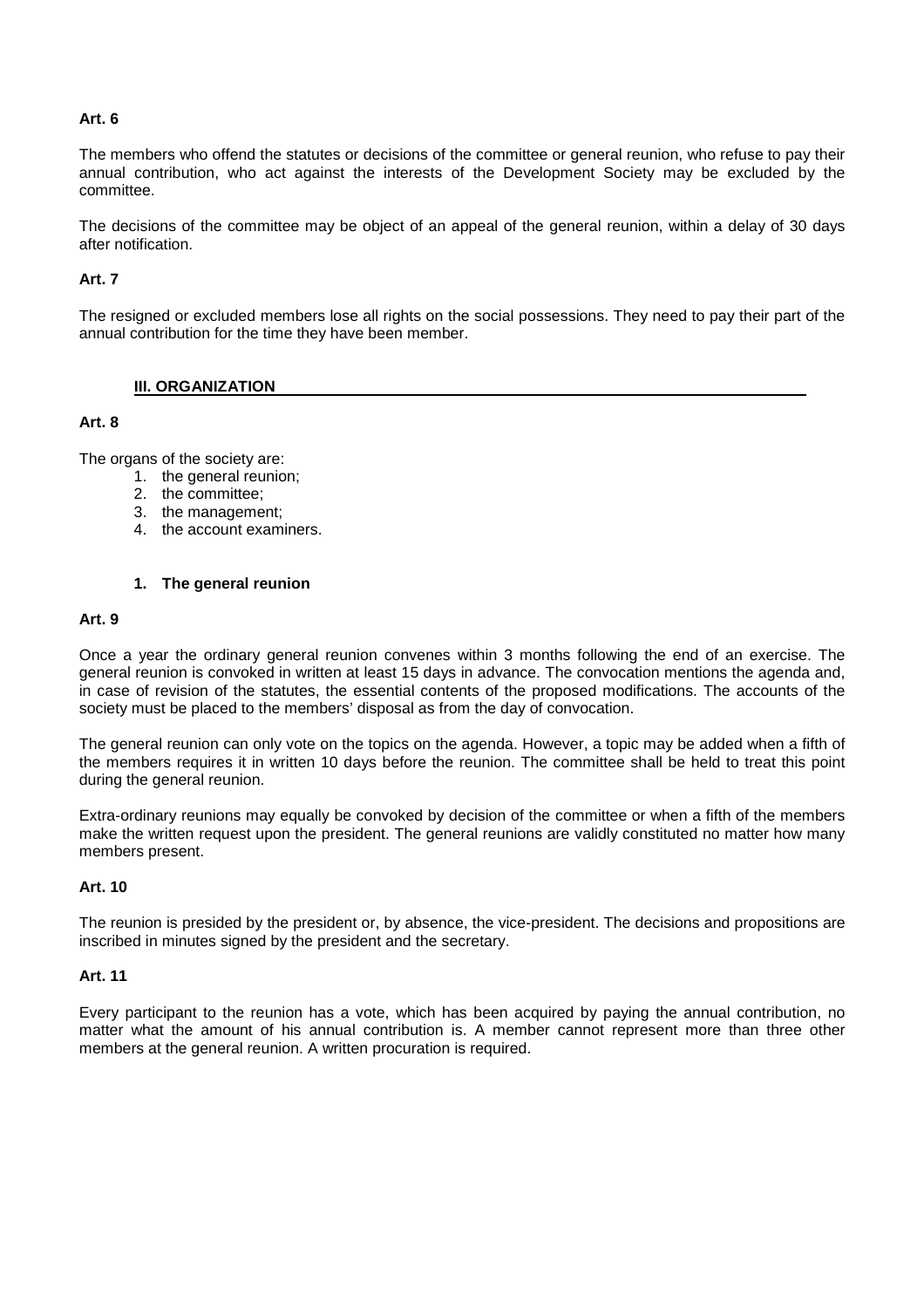**Art. 6**

The members who offend the statutes or decisions of the committee or general reunion, who refuse to pay their annual contribution, who act against the interests of the Development Society may be excluded by the committee.

The decisions of the committee may be object of an appeal of the general reunion, within a delay of 30 days after notification.

**Art. 7**

The resigned or excluded members lose all rights on the social possessions. They need to pay their part of the annual contribution for the time they have been member.

## III. ORGANIZATION

**Art. 8**

The organs of the society are:

1. the general reunion;
2. the committee;
3. the management;
4. the account examiners.

### 1. The general reunion

**Art. 9**

Once a year the ordinary general reunion convenes within 3 months following the end of an exercise. The general reunion is convoked in written at least 15 days in advance. The convocation mentions the agenda and, in case of revision of the statutes, the essential contents of the proposed modifications. The accounts of the society must be placed to the members' disposal as from the day of convocation.

The general reunion can only vote on the topics on the agenda. However, a topic may be added when a fifth of the members requires it in written 10 days before the reunion. The committee shall be held to treat this point during the general reunion.

Extra-ordinary reunions may equally be convoked by decision of the committee or when a fifth of the members make the written request upon the president. The general reunions are validly constituted no matter how many members present.

**Art. 10**

The reunion is presided by the president or, by absence, the vice-president. The decisions and propositions are inscribed in minutes signed by the president and the secretary.

**Art. 11**

Every participant to the reunion has a vote, which has been acquired by paying the annual contribution, no matter what the amount of his annual contribution is. A member cannot represent more than three other members at the general reunion. A written procuration is required.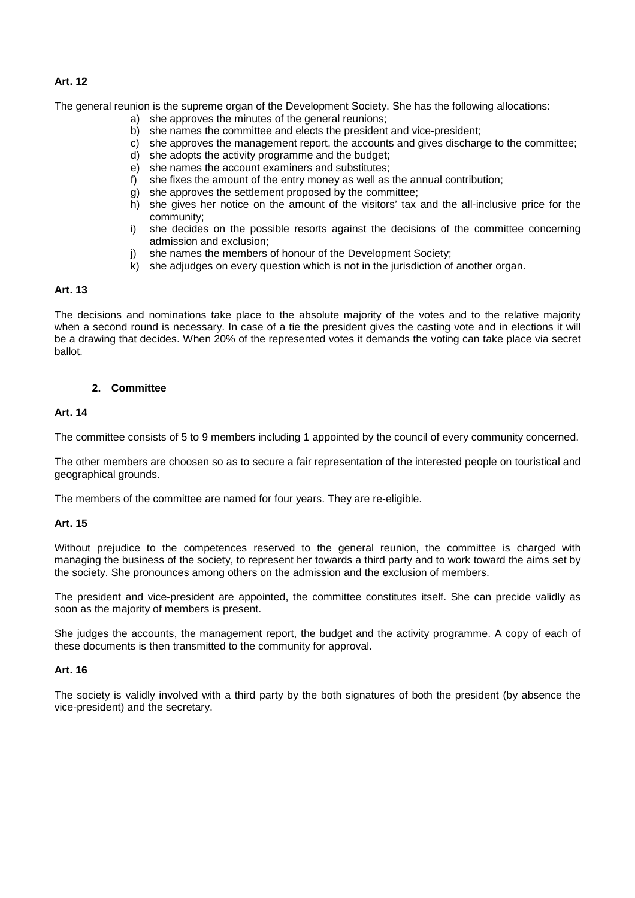**Art. 12**

The general reunion is the supreme organ of the Development Society. She has the following allocations:

a) she approves the minutes of the general reunions;
b) she names the committee and elects the president and vice-president;
c) she approves the management report, the accounts and gives discharge to the committee;
d) she adopts the activity programme and the budget;
e) she names the account examiners and substitutes;
f) she fixes the amount of the entry money as well as the annual contribution;
g) she approves the settlement proposed by the committee;
h) she gives her notice on the amount of the visitors' tax and the all-inclusive price for the community;
i) she decides on the possible resorts against the decisions of the committee concerning admission and exclusion;
j) she names the members of honour of the Development Society;
k) she adjudges on every question which is not in the jurisdiction of another organ.

**Art. 13**

The decisions and nominations take place to the absolute majority of the votes and to the relative majority when a second round is necessary. In case of a tie the president gives the casting vote and in elections it will be a drawing that decides. When 20% of the represented votes it demands the voting can take place via secret ballot.

## 2. Committee

**Art. 14**

The committee consists of 5 to 9 members including 1 appointed by the council of every community concerned.

The other members are choosen so as to secure a fair representation of the interested people on touristical and geographical grounds.

The members of the committee are named for four years. They are re-eligible.

**Art. 15**

Without prejudice to the competences reserved to the general reunion, the committee is charged with managing the business of the society, to represent her towards a third party and to work toward the aims set by the society. She pronounces among others on the admission and the exclusion of members.

The president and vice-president are appointed, the committee constitutes itself. She can precide validly as soon as the majority of members is present.

She judges the accounts, the management report, the budget and the activity programme. A copy of each of these documents is then transmitted to the community for approval.

**Art. 16**

The society is validly involved with a third party by the both signatures of both the president (by absence the vice-president) and the secretary.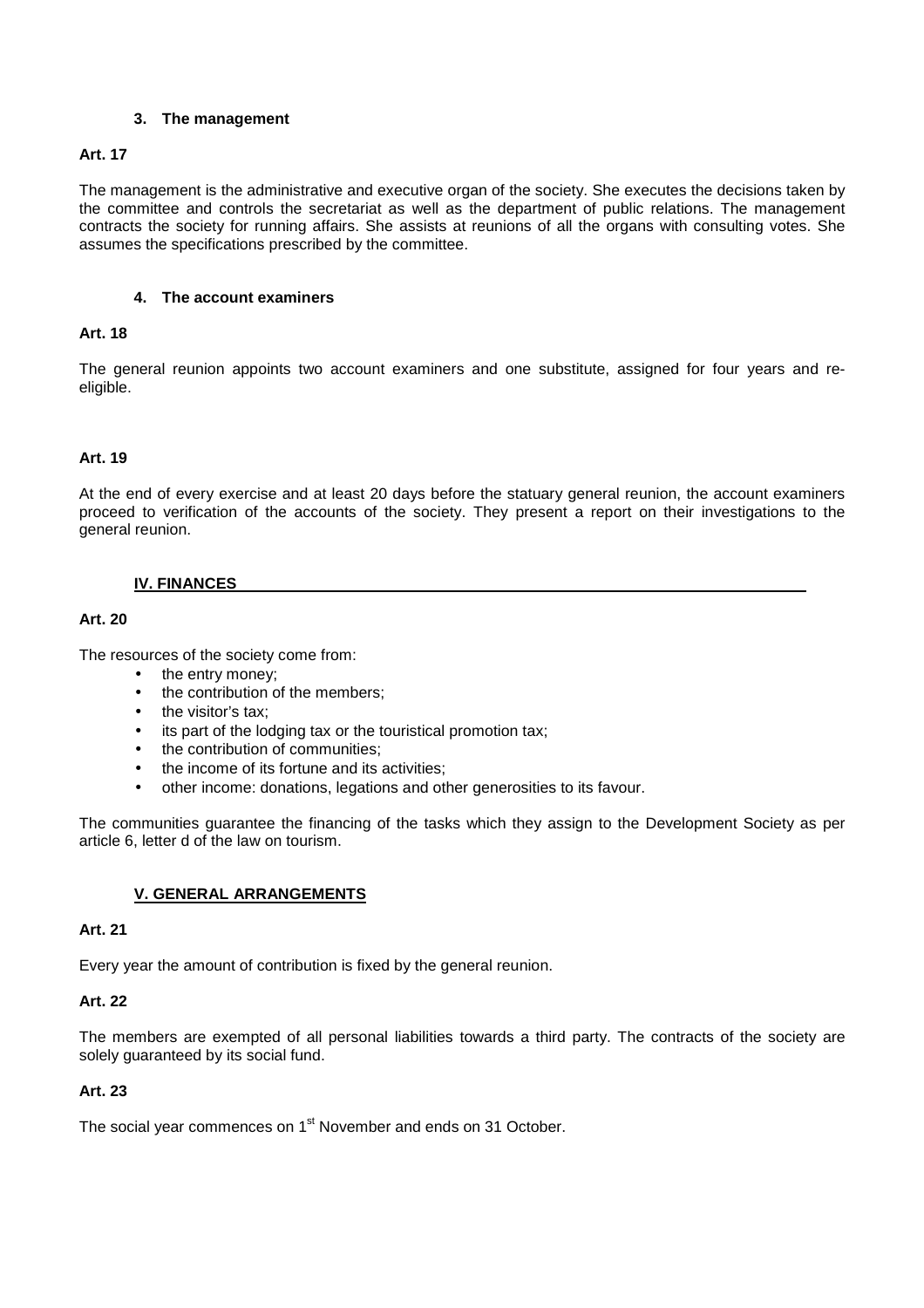### 3. The management

**Art. 17**

The management is the administrative and executive organ of the society. She executes the decisions taken by the committee and controls the secretariat as well as the department of public relations. The management contracts the society for running affairs. She assists at reunions of all the organs with consulting votes. She assumes the specifications prescribed by the committee.

### 4. The account examiners

**Art. 18**

The general reunion appoints two account examiners and one substitute, assigned for four years and re-eligible.

**Art. 19**

At the end of every exercise and at least 20 days before the statuary general reunion, the account examiners proceed to verification of the accounts of the society. They present a report on their investigations to the general reunion.

## IV. FINANCES

**Art. 20**

The resources of the society come from:

- the entry money;
- the contribution of the members;
- the visitor's tax;
- its part of the lodging tax or the touristical promotion tax;
- the contribution of communities;
- the income of its fortune and its activities;
- other income: donations, legations and other generosities to its favour.

The communities guarantee the financing of the tasks which they assign to the Development Society as per article 6, letter d of the law on tourism.

## V. GENERAL ARRANGEMENTS

**Art. 21**

Every year the amount of contribution is fixed by the general reunion.

**Art. 22**

The members are exempted of all personal liabilities towards a third party. The contracts of the society are solely guaranteed by its social fund.

**Art. 23**

The social year commences on 1st November and ends on 31 October.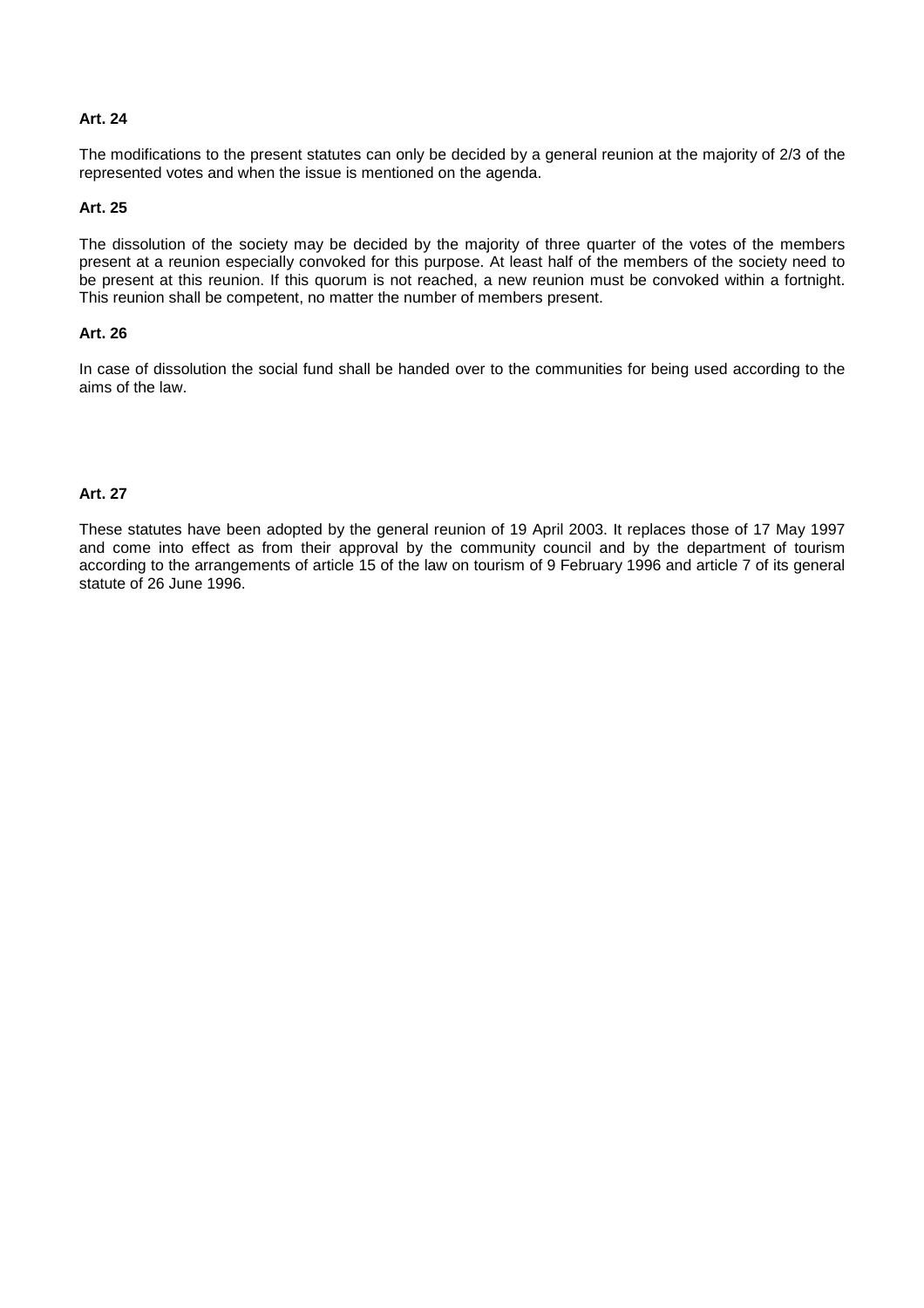**Art. 24**

The modifications to the present statutes can only be decided by a general reunion at the majority of 2/3 of the represented votes and when the issue is mentioned on the agenda.

**Art. 25**

The dissolution of the society may be decided by the majority of three quarter of the votes of the members present at a reunion especially convoked for this purpose. At least half of the members of the society need to be present at this reunion. If this quorum is not reached, a new reunion must be convoked within a fortnight. This reunion shall be competent, no matter the number of members present.

**Art. 26**

In case of dissolution the social fund shall be handed over to the communities for being used according to the aims of the law.

**Art. 27**

These statutes have been adopted by the general reunion of 19 April 2003. It replaces those of 17 May 1997 and come into effect as from their approval by the community council and by the department of tourism according to the arrangements of article 15 of the law on tourism of 9 February 1996 and article 7 of its general statute of 26 June 1996.